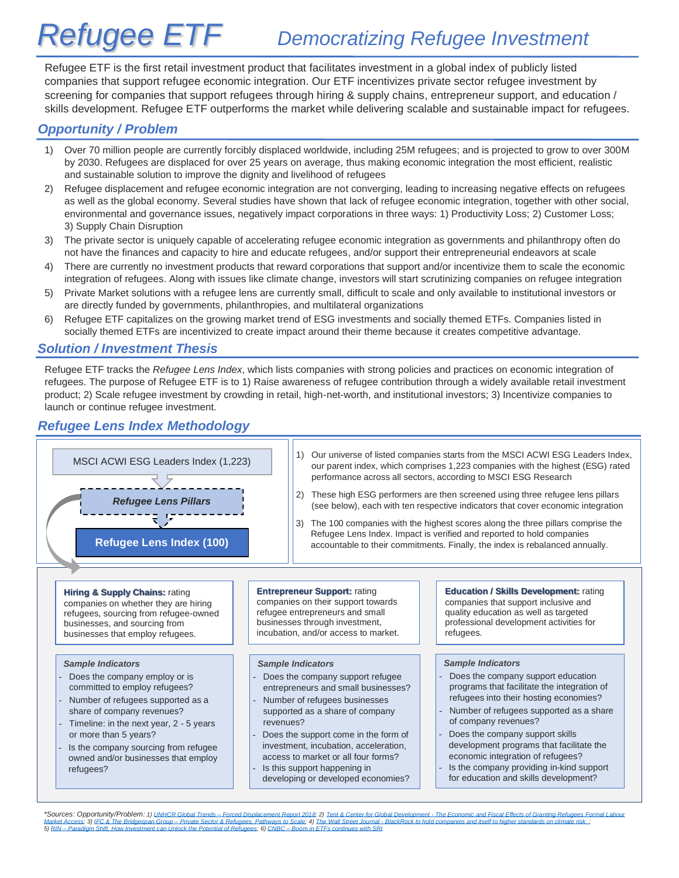# Refugee ETF

## *Democratizing Refugee Investment*

Refugee ETF is the first retail investment product that facilitates investment in a global index of publicly listed companies that support refugee economic integration. Our ETF incentivizes private sector refugee investment by screening for companies that support refugees through hiring & supply chains, entrepreneur support, and education / skills development. Refugee ETF outperforms the market while delivering scalable and sustainable impact for refugees.

## *Opportunity / Problem*

1) Over 70 million people are currently forcibly displaced worldwide, including 25M refugees; and is projected to grow to over 300M by 2030. Refugees are displaced for over 25 years on average, thus making economic integration the most efficient, realistic and sustainable solution to improve the dignity and livelihood of refugees
2) Refugee displacement and refugee economic integration are not converging, leading to increasing negative effects on refugees as well as the global economy. Several studies have shown that lack of refugee economic integration, together with other social, environmental and governance issues, negatively impact corporations in three ways: 1) Productivity Loss; 2) Customer Loss; 3) Supply Chain Disruption
3) The private sector is uniquely capable of accelerating refugee economic integration as governments and philanthropy often do not have the finances and capacity to hire and educate refugees, and/or support their entrepreneurial endeavors at scale
4) There are currently no investment products that reward corporations that support and/or incentivize them to scale the economic integration of refugees. Along with issues like climate change, investors will start scrutinizing companies on refugee integration
5) Private Market solutions with a refugee lens are currently small, difficult to scale and only available to institutional investors or are directly funded by governments, philanthropies, and multilateral organizations
6) Refugee ETF capitalizes on the growing market trend of ESG investments and socially themed ETFs. Companies listed in socially themed ETFs are incentivized to create impact around their theme because it creates competitive advantage.

## *Solution / Investment Thesis*

Refugee ETF tracks the *Refugee Lens Index*, which lists companies with strong policies and practices on economic integration of refugees. The purpose of Refugee ETF is to 1) Raise awareness of refugee contribution through a widely available retail investment product; 2) Scale refugee investment by crowding in retail, high-net-worth, and institutional investors; 3) Incentivize companies to launch or continue refugee investment.

## *Refugee Lens Index Methodology*

MSCI ACWI ESG Leaders Index (1,223) → ***Refugee Lens Pillars*** → **Refugee Lens Index (100)**

1) Our universe of listed companies starts from the MSCI ACWI ESG Leaders Index, our parent index, which comprises 1,223 companies with the highest (ESG) rated performance across all sectors, according to MSCI ESG Research
2) These high ESG performers are then screened using three refugee lens pillars (see below), each with ten respective indicators that cover economic integration
3) The 100 companies with the highest scores along the three pillars comprise the Refugee Lens Index. Impact is verified and reported to hold companies accountable to their commitments. Finally, the index is rebalanced annually.

**Hiring & Supply Chains:** rating companies on whether they are hiring refugees, sourcing from refugee-owned businesses, and sourcing from businesses that employ refugees.

*Sample Indicators*

- Does the company employ or is committed to employ refugees?
- Number of refugees supported as a share of company revenues?
- Timeline: in the next year, 2 - 5 years or more than 5 years?
- Is the company sourcing from refugee owned and/or businesses that employ refugees?

**Entrepreneur Support:** rating companies on their support towards refugee entrepreneurs and small businesses through investment, incubation, and/or access to market.

*Sample Indicators*

- Does the company support refugee entrepreneurs and small businesses?
- Number of refugees businesses supported as a share of company revenues?
- Does the support come in the form of investment, incubation, acceleration, access to market or all four forms?
- Is this support happening in developing or developed economies?

**Education / Skills Development:** rating companies that support inclusive and quality education as well as targeted professional development activities for refugees.

*Sample Indicators*

- Does the company support education programs that facilitate the integration of refugees into their hosting economies?
- Number of refugees supported as a share of company revenues?
- Does the company support skills development programs that facilitate the economic integration of refugees?
- Is the company providing in-kind support for education and skills development?

*\*Sources: Opportunity/Problem: 1) UNHCR Global Trends – Forced Displacement Report 2018; 2) Tent & Center for Global Development - The Economic and Fiscal Effects of Granting Refugees Formal Labour Market Access; 3) IFC & The Bridgespan Group – Private Sector & Refugees, Pathways to Scale; 4) The Wall Street Journal - BlackRock to hold companies and itself to higher standards on climate risk ; 5) RIN – Paradigm Shift, How Investment can Unlock the Potential of Refugees; 6) CNBC – Boom in ETFs continues with SRI*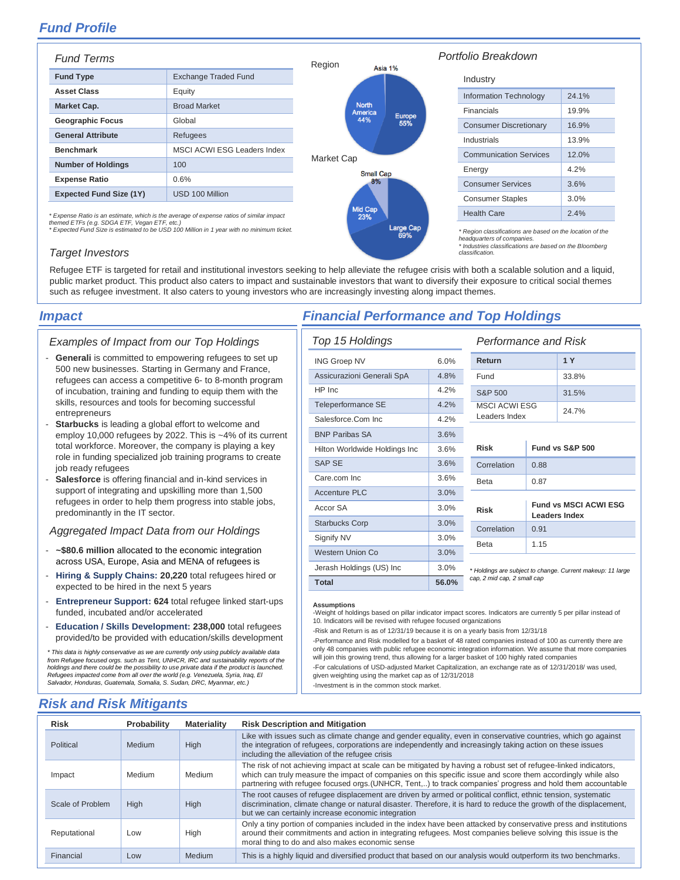## Fund Profile

### Fund Terms

| | |
|---|---|
| **Fund Type** | Exchange Traded Fund |
| **Asset Class** | Equity |
| **Market Cap.** | Broad Market |
| **Geographic Focus** | Global |
| **General Attribute** | Refugees |
| **Benchmark** | MSCI ACWI ESG Leaders Index |
| **Number of Holdings** | 100 |
| **Expense Ratio** | 0.6% |
| **Expected Fund Size (1Y)** | USD 100 Million |

*\* Expense Ratio is an estimate, which is the average of expense ratios of similar impact themed ETFs (e.g. SDGA ETF, Vegan ETF, etc.)*
*\* Expected Fund Size is estimated to be USD 100 Million in 1 year with no minimum ticket.*

### Portfolio Breakdown

Region

Asia 1%
North America 44%
Europe 55%

Market Cap

Small Cap 8%
Mid Cap 23%
Large Cap 69%

Industry

| | |
|---|---|
| Information Technology | 24.1% |
| Financials | 19.9% |
| Consumer Discretionary | 16.9% |
| Industrials | 13.9% |
| Communication Services | 12.0% |
| Energy | 4.2% |
| Consumer Services | 3.6% |
| Consumer Staples | 3.0% |
| Health Care | 2.4% |

*\* Region classifications are based on the location of the headquarters of companies.*
*\* Industries classifications are based on the Bloomberg classification.*

### Target Investors

Refugee ETF is targeted for retail and institutional investors seeking to help alleviate the refugee crisis with both a scalable solution and a liquid, public market product. This product also caters to impact and sustainable investors that want to diversify their exposure to critical social themes such as refugee investment. It also caters to young investors who are increasingly investing along impact themes.

## Impact

### Examples of Impact from our Top Holdings

- **Generali** is committed to empowering refugees to set up 500 new businesses. Starting in Germany and France, refugees can access a competitive 6- to 8-month program of incubation, training and funding to equip them with the skills, resources and tools for becoming successful entrepreneurs
- **Starbucks** is leading a global effort to welcome and employ 10,000 refugees by 2022. This is ~4% of its current total workforce. Moreover, the company is playing a key role in funding specialized job training programs to create job ready refugees
- **Salesforce** is offering financial and in-kind services in support of integrating and upskilling more than 1,500 refugees in order to help them progress into stable jobs, predominantly in the IT sector.

### Aggregated Impact Data from our Holdings

- **~$80.6 million** allocated to the economic integration across USA, Europe, Asia and MENA of refugees is
- **Hiring & Supply Chains: 20,220** total refugees hired or expected to be hired in the next 5 years
- **Entrepreneur Support: 624** total refugee linked start-ups funded, incubated and/or accelerated
- **Education / Skills Development: 238,000** total refugees provided/to be provided with education/skills development

*\* This data is highly conservative as we are currently only using publicly available data from Refugee focused orgs. such as Tent, UNHCR, IRC and sustainability reports of the holdings and there could be the possibility to use private data if the product is launched. Refugees impacted come from all over the world (e.g. Venezuela, Syria, Iraq, El Salvador, Honduras, Guatemala, Somalia, S. Sudan, DRC, Myanmar, etc.)*

## Financial Performance and Top Holdings

### Top 15 Holdings

| | |
|---|---|
| ING Groep NV | 6.0% |
| Assicurazioni Generali SpA | 4.8% |
| HP Inc | 4.2% |
| Teleperformance SE | 4.2% |
| Salesforce.Com Inc | 4.2% |
| BNP Paribas SA | 3.6% |
| Hilton Worldwide Holdings Inc | 3.6% |
| SAP SE | 3.6% |
| Care.com Inc | 3.6% |
| Accenture PLC | 3.0% |
| Accor SA | 3.0% |
| Starbucks Corp | 3.0% |
| Signify NV | 3.0% |
| Western Union Co | 3.0% |
| Jerash Holdings (US) Inc | 3.0% |
| **Total** | **56.0%** |

### Performance and Risk

| **Return** | **1 Y** |
|---|---|
| Fund | 33.8% |
| S&P 500 | 31.5% |
| MSCI ACWI ESG Leaders Index | 24.7% |

| **Risk** | **Fund vs S&P 500** |
|---|---|
| Correlation | 0.88 |
| Beta | 0.87 |

| **Risk** | **Fund vs MSCI ACWI ESG Leaders Index** |
|---|---|
| Correlation | 0.91 |
| Beta | 1.15 |

*\* Holdings are subject to change. Current makeup: 11 large cap, 2 mid cap, 2 small cap*

**Assumptions**

-Weight of holdings based on pillar indicator impact scores. Indicators are currently 5 per pillar instead of 10. Indicators will be revised with refugee focused organizations

-Risk and Return is as of 12/31/19 because it is on a yearly basis from 12/31/18

-Performance and Risk modelled for a basket of 48 rated companies instead of 100 as currently there are only 48 companies with public refugee economic integration information. We assume that more companies will join this growing trend, thus allowing for a larger basket of 100 highly rated companies

-For calculations of USD-adjusted Market Capitalization, an exchange rate as of 12/31/2018/ was used, given weighting using the market cap as of 12/31/2018

-Investment is in the common stock market.

## Risk and Risk Mitigants

| Risk | Probability | Materiality | Risk Description and Mitigation |
|---|---|---|---|
| Political | Medium | High | Like with issues such as climate change and gender equality, even in conservative countries, which go against the integration of refugees, corporations are independently and increasingly taking action on these issues including the alleviation of the refugee crisis |
| Impact | Medium | Medium | The risk of not achieving impact at scale can be mitigated by having a robust set of refugee-linked indicators, which can truly measure the impact of companies on this specific issue and score them accordingly while also partnering with refugee focused orgs.(UNHCR, Tent,...) to track companies' progress and hold them accountable |
| Scale of Problem | High | High | The root causes of refugee displacement are driven by armed or political conflict, ethnic tension, systematic discrimination, climate change or natural disaster. Therefore, it is hard to reduce the growth of the displacement, but we can certainly increase economic integration |
| Reputational | Low | High | Only a tiny portion of companies included in the index have been attacked by conservative press and institutions around their commitments and action in integrating refugees. Most companies believe solving this issue is the moral thing to do and also makes economic sense |
| Financial | Low | Medium | This is a highly liquid and diversified product that based on our analysis would outperform its two benchmarks. |